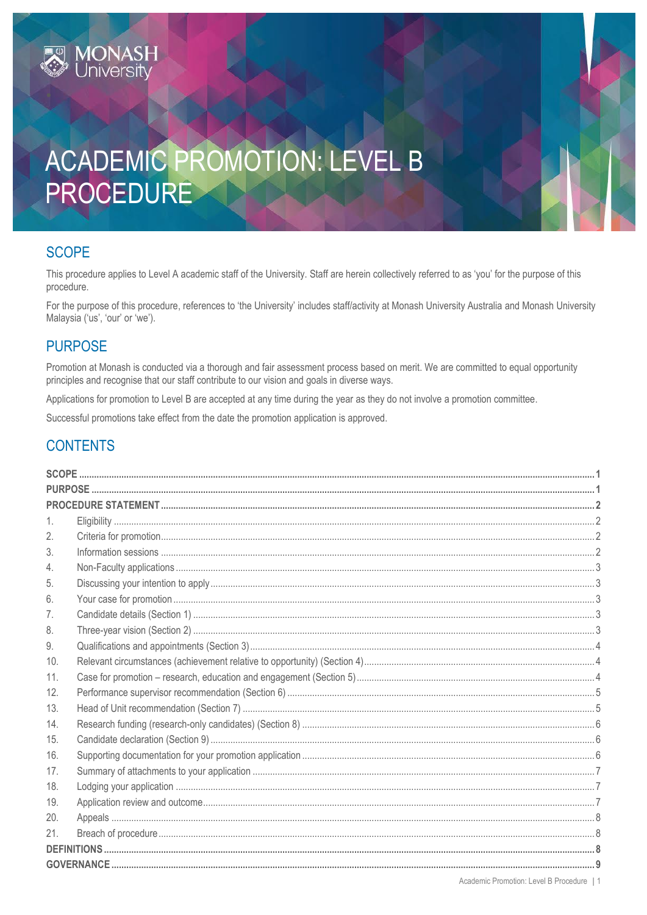# ACADEMIC PROMOTION: LEVEL B PROCEDURE

## SCOPE

This procedure applies to Level A academic staff of the University. Staff are herein collectively referred to as 'you' for the purpose of this procedure.

For the purpose of this procedure, references to 'the University' includes staff/activity at Monash University Australia and Monash University Malaysia ('us', 'our' or 'we').

## PURPOSE

Promotion at Monash is conducted via a thorough and fair assessment process based on merit. We are committed to equal opportunity principles and recognise that our staff contribute to our vision and goals in diverse ways.

Applications for promotion to Level B are accepted at any time during the year as they do not involve a promotion committee.

Successful promotions take effect from the date the promotion application is approved.

## CONTENTS

| | | |
|---|---|---|
| **SCOPE** | | **1** |
| **PURPOSE** | | **1** |
| **PROCEDURE STATEMENT** | | **2** |
| 1. | Eligibility | 2 |
| 2. | Criteria for promotion | 2 |
| 3. | Information sessions | 2 |
| 4. | Non-Faculty applications | 3 |
| 5. | Discussing your intention to apply | 3 |
| 6. | Your case for promotion | 3 |
| 7. | Candidate details (Section 1) | 3 |
| 8. | Three-year vision (Section 2) | 3 |
| 9. | Qualifications and appointments (Section 3) | 4 |
| 10. | Relevant circumstances (achievement relative to opportunity) (Section 4) | 4 |
| 11. | Case for promotion – research, education and engagement (Section 5) | 4 |
| 12. | Performance supervisor recommendation (Section 6) | 5 |
| 13. | Head of Unit recommendation (Section 7) | 5 |
| 14. | Research funding (research-only candidates) (Section 8) | 6 |
| 15. | Candidate declaration (Section 9) | 6 |
| 16. | Supporting documentation for your promotion application | 6 |
| 17. | Summary of attachments to your application | 7 |
| 18. | Lodging your application | 7 |
| 19. | Application review and outcome | 7 |
| 20. | Appeals | 8 |
| 21. | Breach of procedure | 8 |
| **DEFINITIONS** | | **8** |
| **GOVERNANCE** | | **9** |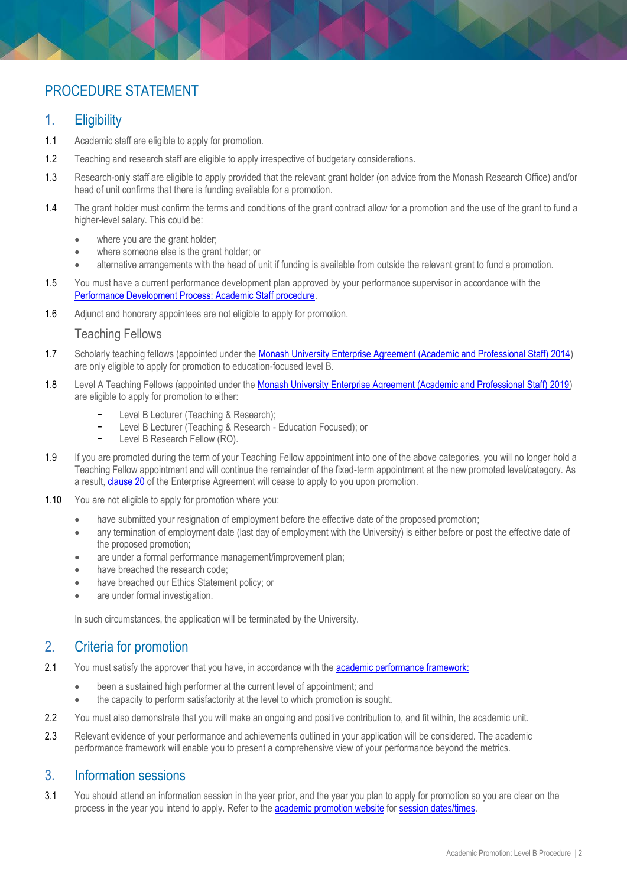# PROCEDURE STATEMENT

## 1. Eligibility

1.1 Academic staff are eligible to apply for promotion.

1.2 Teaching and research staff are eligible to apply irrespective of budgetary considerations.

1.3 Research-only staff are eligible to apply provided that the relevant grant holder (on advice from the Monash Research Office) and/or head of unit confirms that there is funding available for a promotion.

1.4 The grant holder must confirm the terms and conditions of the grant contract allow for a promotion and the use of the grant to fund a higher-level salary. This could be:

- where you are the grant holder;
- where someone else is the grant holder; or
- alternative arrangements with the head of unit if funding is available from outside the relevant grant to fund a promotion.

1.5 You must have a current performance development plan approved by your performance supervisor in accordance with the Performance Development Process: Academic Staff procedure.

1.6 Adjunct and honorary appointees are not eligible to apply for promotion.

### Teaching Fellows

1.7 Scholarly teaching fellows (appointed under the Monash University Enterprise Agreement (Academic and Professional Staff) 2014) are only eligible to apply for promotion to education-focused level B.

1.8 Level A Teaching Fellows (appointed under the Monash University Enterprise Agreement (Academic and Professional Staff) 2019) are eligible to apply for promotion to either:

- Level B Lecturer (Teaching & Research);
- Level B Lecturer (Teaching & Research - Education Focused); or
- Level B Research Fellow (RO).

1.9 If you are promoted during the term of your Teaching Fellow appointment into one of the above categories, you will no longer hold a Teaching Fellow appointment and will continue the remainder of the fixed-term appointment at the new promoted level/category. As a result, clause 20 of the Enterprise Agreement will cease to apply to you upon promotion.

1.10 You are not eligible to apply for promotion where you:

- have submitted your resignation of employment before the effective date of the proposed promotion;
- any termination of employment date (last day of employment with the University) is either before or post the effective date of the proposed promotion;
- are under a formal performance management/improvement plan;
- have breached the research code;
- have breached our Ethics Statement policy; or
- are under formal investigation.

In such circumstances, the application will be terminated by the University.

## 2. Criteria for promotion

2.1 You must satisfy the approver that you have, in accordance with the academic performance framework:

- been a sustained high performer at the current level of appointment; and
- the capacity to perform satisfactorily at the level to which promotion is sought.

2.2 You must also demonstrate that you will make an ongoing and positive contribution to, and fit within, the academic unit.

2.3 Relevant evidence of your performance and achievements outlined in your application will be considered. The academic performance framework will enable you to present a comprehensive view of your performance beyond the metrics.

## 3. Information sessions

3.1 You should attend an information session in the year prior, and the year you plan to apply for promotion so you are clear on the process in the year you intend to apply. Refer to the academic promotion website for session dates/times.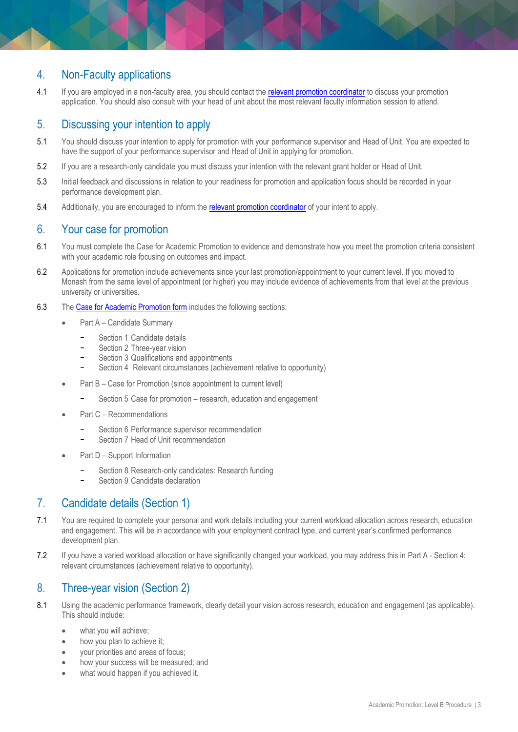## 4. Non-Faculty applications

4.1 If you are employed in a non-faculty area, you should contact the relevant promotion coordinator to discuss your promotion application. You should also consult with your head of unit about the most relevant faculty information session to attend.

## 5. Discussing your intention to apply

5.1 You should discuss your intention to apply for promotion with your performance supervisor and Head of Unit. You are expected to have the support of your performance supervisor and Head of Unit in applying for promotion.

5.2 If you are a research-only candidate you must discuss your intention with the relevant grant holder or Head of Unit.

5.3 Initial feedback and discussions in relation to your readiness for promotion and application focus should be recorded in your performance development plan.

5.4 Additionally, you are encouraged to inform the relevant promotion coordinator of your intent to apply.

## 6. Your case for promotion

6.1 You must complete the Case for Academic Promotion to evidence and demonstrate how you meet the promotion criteria consistent with your academic role focusing on outcomes and impact.

6.2 Applications for promotion include achievements since your last promotion/appointment to your current level. If you moved to Monash from the same level of appointment (or higher) you may include evidence of achievements from that level at the previous university or universities.

6.3 The Case for Academic Promotion form includes the following sections:

- Part A – Candidate Summary
  - Section 1 Candidate details
  - Section 2 Three-year vision
  - Section 3 Qualifications and appointments
  - Section 4 Relevant circumstances (achievement relative to opportunity)
- Part B – Case for Promotion (since appointment to current level)
  - Section 5 Case for promotion – research, education and engagement
- Part C – Recommendations
  - Section 6 Performance supervisor recommendation
  - Section 7 Head of Unit recommendation
- Part D – Support Information
  - Section 8 Research-only candidates: Research funding
  - Section 9 Candidate declaration

## 7. Candidate details (Section 1)

7.1 You are required to complete your personal and work details including your current workload allocation across research, education and engagement. This will be in accordance with your employment contract type, and current year's confirmed performance development plan.

7.2 If you have a varied workload allocation or have significantly changed your workload, you may address this in Part A - Section 4: relevant circumstances (achievement relative to opportunity).

## 8. Three-year vision (Section 2)

8.1 Using the academic performance framework, clearly detail your vision across research, education and engagement (as applicable). This should include:

- what you will achieve;
- how you plan to achieve it;
- your priorities and areas of focus;
- how your success will be measured; and
- what would happen if you achieved it.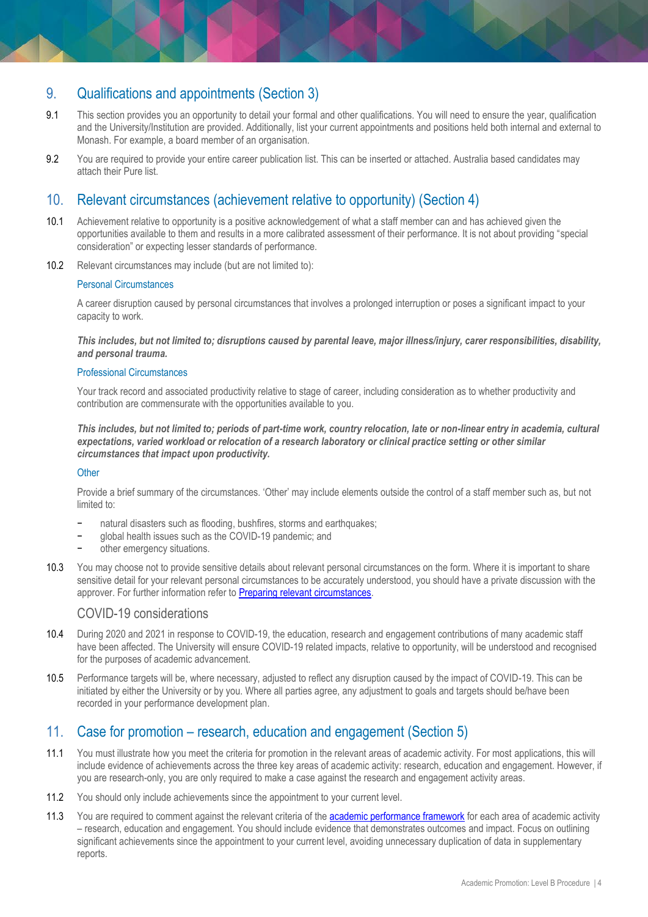## 9. Qualifications and appointments (Section 3)

9.1 This section provides you an opportunity to detail your formal and other qualifications. You will need to ensure the year, qualification and the University/Institution are provided. Additionally, list your current appointments and positions held both internal and external to Monash. For example, a board member of an organisation.

9.2 You are required to provide your entire career publication list. This can be inserted or attached. Australia based candidates may attach their Pure list.

## 10. Relevant circumstances (achievement relative to opportunity) (Section 4)

10.1 Achievement relative to opportunity is a positive acknowledgement of what a staff member can and has achieved given the opportunities available to them and results in a more calibrated assessment of their performance. It is not about providing "special consideration" or expecting lesser standards of performance.

10.2 Relevant circumstances may include (but are not limited to):

#### Personal Circumstances

A career disruption caused by personal circumstances that involves a prolonged interruption or poses a significant impact to your capacity to work.

***This includes, but not limited to; disruptions caused by parental leave, major illness/injury, carer responsibilities, disability, and personal trauma.***

#### Professional Circumstances

Your track record and associated productivity relative to stage of career, including consideration as to whether productivity and contribution are commensurate with the opportunities available to you.

***This includes, but not limited to; periods of part-time work, country relocation, late or non-linear entry in academia, cultural expectations, varied workload or relocation of a research laboratory or clinical practice setting or other similar circumstances that impact upon productivity.***

#### Other

Provide a brief summary of the circumstances. 'Other' may include elements outside the control of a staff member such as, but not limited to:

- natural disasters such as flooding, bushfires, storms and earthquakes;
- global health issues such as the COVID-19 pandemic; and
- other emergency situations.

10.3 You may choose not to provide sensitive details about relevant personal circumstances on the form. Where it is important to share sensitive detail for your relevant personal circumstances to be accurately understood, you should have a private discussion with the approver. For further information refer to [Preparing relevant circumstances](#).

### COVID-19 considerations

10.4 During 2020 and 2021 in response to COVID-19, the education, research and engagement contributions of many academic staff have been affected. The University will ensure COVID-19 related impacts, relative to opportunity, will be understood and recognised for the purposes of academic advancement.

10.5 Performance targets will be, where necessary, adjusted to reflect any disruption caused by the impact of COVID-19. This can be initiated by either the University or by you. Where all parties agree, any adjustment to goals and targets should be/have been recorded in your performance development plan.

## 11. Case for promotion – research, education and engagement (Section 5)

11.1 You must illustrate how you meet the criteria for promotion in the relevant areas of academic activity. For most applications, this will include evidence of achievements across the three key areas of academic activity: research, education and engagement. However, if you are research-only, you are only required to make a case against the research and engagement activity areas.

11.2 You should only include achievements since the appointment to your current level.

11.3 You are required to comment against the relevant criteria of the [academic performance framework](#) for each area of academic activity – research, education and engagement. You should include evidence that demonstrates outcomes and impact. Focus on outlining significant achievements since the appointment to your current level, avoiding unnecessary duplication of data in supplementary reports.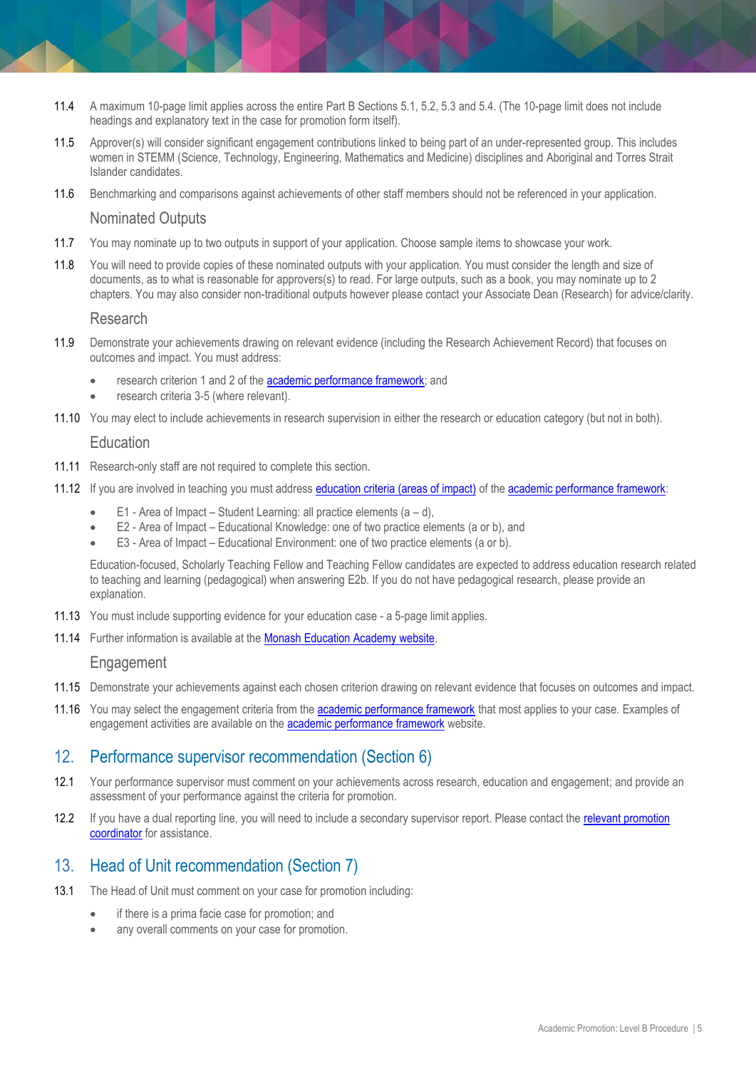11.4 A maximum 10-page limit applies across the entire Part B Sections 5.1, 5.2, 5.3 and 5.4. (The 10-page limit does not include headings and explanatory text in the case for promotion form itself).

11.5 Approver(s) will consider significant engagement contributions linked to being part of an under-represented group. This includes women in STEMM (Science, Technology, Engineering, Mathematics and Medicine) disciplines and Aboriginal and Torres Strait Islander candidates.

11.6 Benchmarking and comparisons against achievements of other staff members should not be referenced in your application.

### Nominated Outputs

11.7 You may nominate up to two outputs in support of your application. Choose sample items to showcase your work.

11.8 You will need to provide copies of these nominated outputs with your application. You must consider the length and size of documents, as to what is reasonable for approvers(s) to read. For large outputs, such as a book, you may nominate up to 2 chapters. You may also consider non-traditional outputs however please contact your Associate Dean (Research) for advice/clarity.

### Research

11.9 Demonstrate your achievements drawing on relevant evidence (including the Research Achievement Record) that focuses on outcomes and impact. You must address:

- research criterion 1 and 2 of the academic performance framework; and
- research criteria 3-5 (where relevant).

11.10 You may elect to include achievements in research supervision in either the research or education category (but not in both).

### Education

11.11 Research-only staff are not required to complete this section.

11.12 If you are involved in teaching you must address education criteria (areas of impact) of the academic performance framework:

- E1 - Area of Impact – Student Learning: all practice elements (a – d),
- E2 - Area of Impact – Educational Knowledge: one of two practice elements (a or b), and
- E3 - Area of Impact – Educational Environment: one of two practice elements (a or b).

Education-focused, Scholarly Teaching Fellow and Teaching Fellow candidates are expected to address education research related to teaching and learning (pedagogical) when answering E2b. If you do not have pedagogical research, please provide an explanation.

11.13 You must include supporting evidence for your education case - a 5-page limit applies.

11.14 Further information is available at the Monash Education Academy website.

### Engagement

11.15 Demonstrate your achievements against each chosen criterion drawing on relevant evidence that focuses on outcomes and impact.

11.16 You may select the engagement criteria from the academic performance framework that most applies to your case. Examples of engagement activities are available on the academic performance framework website.

## 12. Performance supervisor recommendation (Section 6)

12.1 Your performance supervisor must comment on your achievements across research, education and engagement; and provide an assessment of your performance against the criteria for promotion.

12.2 If you have a dual reporting line, you will need to include a secondary supervisor report. Please contact the relevant promotion coordinator for assistance.

## 13. Head of Unit recommendation (Section 7)

13.1 The Head of Unit must comment on your case for promotion including:

- if there is a prima facie case for promotion; and
- any overall comments on your case for promotion.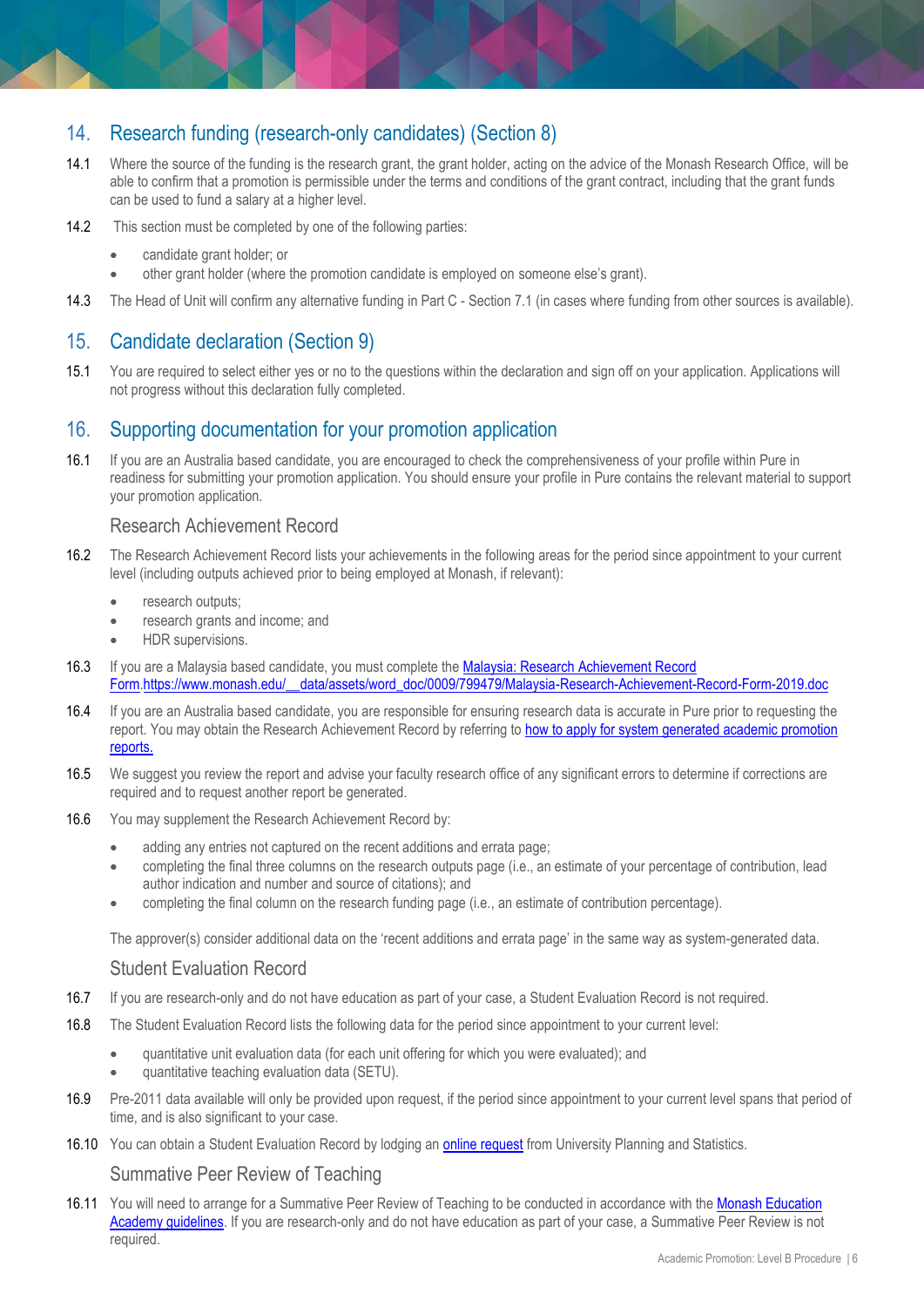## 14. Research funding (research-only candidates) (Section 8)

14.1 Where the source of the funding is the research grant, the grant holder, acting on the advice of the Monash Research Office, will be able to confirm that a promotion is permissible under the terms and conditions of the grant contract, including that the grant funds can be used to fund a salary at a higher level.

14.2 This section must be completed by one of the following parties:

- candidate grant holder; or
- other grant holder (where the promotion candidate is employed on someone else's grant).

14.3 The Head of Unit will confirm any alternative funding in Part C - Section 7.1 (in cases where funding from other sources is available).

## 15. Candidate declaration (Section 9)

15.1 You are required to select either yes or no to the questions within the declaration and sign off on your application. Applications will not progress without this declaration fully completed.

## 16. Supporting documentation for your promotion application

16.1 If you are an Australia based candidate, you are encouraged to check the comprehensiveness of your profile within Pure in readiness for submitting your promotion application. You should ensure your profile in Pure contains the relevant material to support your promotion application.

### Research Achievement Record

16.2 The Research Achievement Record lists your achievements in the following areas for the period since appointment to your current level (including outputs achieved prior to being employed at Monash, if relevant):

- research outputs;
- research grants and income; and
- HDR supervisions.

16.3 If you are a Malaysia based candidate, you must complete the [Malaysia: Research Achievement Record Form.](https://www.monash.edu/__data/assets/word_doc/0009/799479/Malaysia-Research-Achievement-Record-Form-2019.doc) https://www.monash.edu/__data/assets/word_doc/0009/799479/Malaysia-Research-Achievement-Record-Form-2019.doc

16.4 If you are an Australia based candidate, you are responsible for ensuring research data is accurate in Pure prior to requesting the report. You may obtain the Research Achievement Record by referring to how to apply for system generated academic promotion reports.

16.5 We suggest you review the report and advise your faculty research office of any significant errors to determine if corrections are required and to request another report be generated.

16.6 You may supplement the Research Achievement Record by:

- adding any entries not captured on the recent additions and errata page;
- completing the final three columns on the research outputs page (i.e., an estimate of your percentage of contribution, lead author indication and number and source of citations); and
- completing the final column on the research funding page (i.e., an estimate of contribution percentage).

The approver(s) consider additional data on the 'recent additions and errata page' in the same way as system-generated data.

### Student Evaluation Record

16.7 If you are research-only and do not have education as part of your case, a Student Evaluation Record is not required.

16.8 The Student Evaluation Record lists the following data for the period since appointment to your current level:

- quantitative unit evaluation data (for each unit offering for which you were evaluated); and
- quantitative teaching evaluation data (SETU).

16.9 Pre-2011 data available will only be provided upon request, if the period since appointment to your current level spans that period of time, and is also significant to your case.

16.10 You can obtain a Student Evaluation Record by lodging an online request from University Planning and Statistics.

### Summative Peer Review of Teaching

16.11 You will need to arrange for a Summative Peer Review of Teaching to be conducted in accordance with the Monash Education Academy guidelines. If you are research-only and do not have education as part of your case, a Summative Peer Review is not required.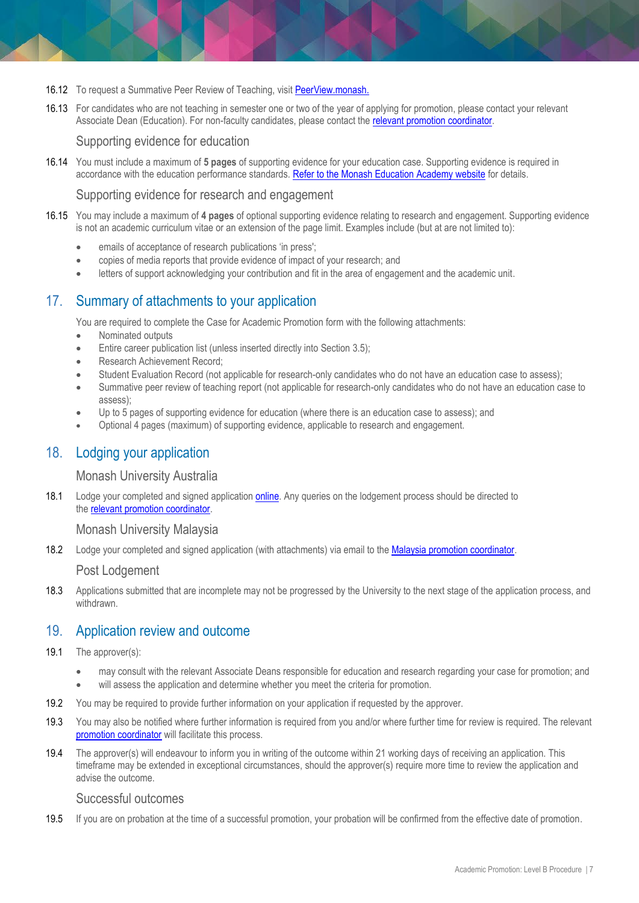16.12 To request a Summative Peer Review of Teaching, visit PeerView.monash.

16.13 For candidates who are not teaching in semester one or two of the year of applying for promotion, please contact your relevant Associate Dean (Education). For non-faculty candidates, please contact the relevant promotion coordinator.

### Supporting evidence for education

16.14 You must include a maximum of **5 pages** of supporting evidence for your education case. Supporting evidence is required in accordance with the education performance standards. Refer to the Monash Education Academy website for details.

### Supporting evidence for research and engagement

16.15 You may include a maximum of **4 pages** of optional supporting evidence relating to research and engagement. Supporting evidence is not an academic curriculum vitae or an extension of the page limit. Examples include (but at are not limited to):

- emails of acceptance of research publications 'in press';
- copies of media reports that provide evidence of impact of your research; and
- letters of support acknowledging your contribution and fit in the area of engagement and the academic unit.

## 17. Summary of attachments to your application

You are required to complete the Case for Academic Promotion form with the following attachments:

- Nominated outputs
- Entire career publication list (unless inserted directly into Section 3.5);
- Research Achievement Record;
- Student Evaluation Record (not applicable for research-only candidates who do not have an education case to assess);
- Summative peer review of teaching report (not applicable for research-only candidates who do not have an education case to assess);
- Up to 5 pages of supporting evidence for education (where there is an education case to assess); and
- Optional 4 pages (maximum) of supporting evidence, applicable to research and engagement.

## 18. Lodging your application

### Monash University Australia

18.1 Lodge your completed and signed application online. Any queries on the lodgement process should be directed to the relevant promotion coordinator.

### Monash University Malaysia

18.2 Lodge your completed and signed application (with attachments) via email to the Malaysia promotion coordinator.

### Post Lodgement

18.3 Applications submitted that are incomplete may not be progressed by the University to the next stage of the application process, and withdrawn.

## 19. Application review and outcome

19.1 The approver(s):

- may consult with the relevant Associate Deans responsible for education and research regarding your case for promotion; and
- will assess the application and determine whether you meet the criteria for promotion.

19.2 You may be required to provide further information on your application if requested by the approver.

19.3 You may also be notified where further information is required from you and/or where further time for review is required. The relevant promotion coordinator will facilitate this process.

19.4 The approver(s) will endeavour to inform you in writing of the outcome within 21 working days of receiving an application. This timeframe may be extended in exceptional circumstances, should the approver(s) require more time to review the application and advise the outcome.

### Successful outcomes

19.5 If you are on probation at the time of a successful promotion, your probation will be confirmed from the effective date of promotion.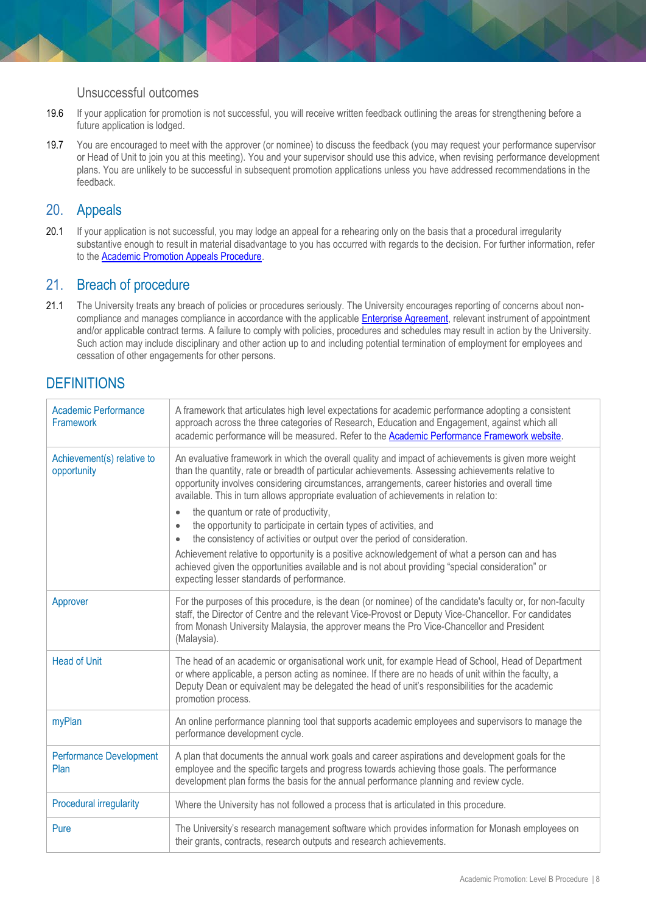### Unsuccessful outcomes

19.6 If your application for promotion is not successful, you will receive written feedback outlining the areas for strengthening before a future application is lodged.

19.7 You are encouraged to meet with the approver (or nominee) to discuss the feedback (you may request your performance supervisor or Head of Unit to join you at this meeting). You and your supervisor should use this advice, when revising performance development plans. You are unlikely to be successful in subsequent promotion applications unless you have addressed recommendations in the feedback.

## 20. Appeals

20.1 If your application is not successful, you may lodge an appeal for a rehearing only on the basis that a procedural irregularity substantive enough to result in material disadvantage to you has occurred with regards to the decision. For further information, refer to the Academic Promotion Appeals Procedure.

## 21. Breach of procedure

21.1 The University treats any breach of policies or procedures seriously. The University encourages reporting of concerns about non-compliance and manages compliance in accordance with the applicable Enterprise Agreement, relevant instrument of appointment and/or applicable contract terms. A failure to comply with policies, procedures and schedules may result in action by the University. Such action may include disciplinary and other action up to and including potential termination of employment for employees and cessation of other engagements for other persons.

## DEFINITIONS

| | |
|---|---|
| Academic Performance Framework | A framework that articulates high level expectations for academic performance adopting a consistent approach across the three categories of Research, Education and Engagement, against which all academic performance will be measured. Refer to the Academic Performance Framework website. |
| Achievement(s) relative to opportunity | An evaluative framework in which the overall quality and impact of achievements is given more weight than the quantity, rate or breadth of particular achievements. Assessing achievements relative to opportunity involves considering circumstances, arrangements, career histories and overall time available. This in turn allows appropriate evaluation of achievements in relation to:<br>• the quantum or rate of productivity,<br>• the opportunity to participate in certain types of activities, and<br>• the consistency of activities or output over the period of consideration.<br>Achievement relative to opportunity is a positive acknowledgement of what a person can and has achieved given the opportunities available and is not about providing “special consideration” or expecting lesser standards of performance. |
| Approver | For the purposes of this procedure, is the dean (or nominee) of the candidate's faculty or, for non-faculty staff, the Director of Centre and the relevant Vice-Provost or Deputy Vice-Chancellor. For candidates from Monash University Malaysia, the approver means the Pro Vice-Chancellor and President (Malaysia). |
| Head of Unit | The head of an academic or organisational work unit, for example Head of School, Head of Department or where applicable, a person acting as nominee. If there are no heads of unit within the faculty, a Deputy Dean or equivalent may be delegated the head of unit's responsibilities for the academic promotion process. |
| myPlan | An online performance planning tool that supports academic employees and supervisors to manage the performance development cycle. |
| Performance Development Plan | A plan that documents the annual work goals and career aspirations and development goals for the employee and the specific targets and progress towards achieving those goals. The performance development plan forms the basis for the annual performance planning and review cycle. |
| Procedural irregularity | Where the University has not followed a process that is articulated in this procedure. |
| Pure | The University's research management software which provides information for Monash employees on their grants, contracts, research outputs and research achievements. |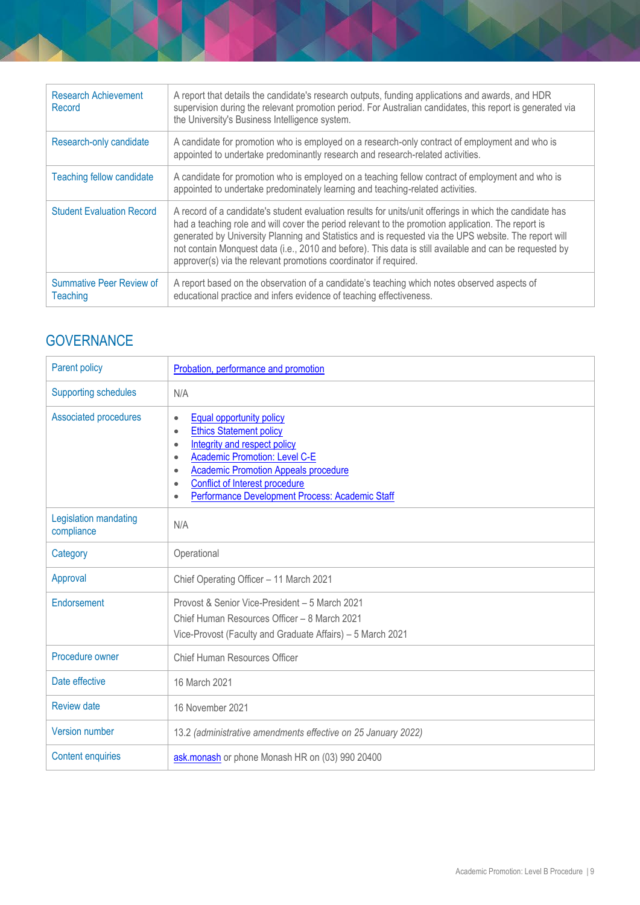| | |
|---|---|
| Research Achievement Record | A report that details the candidate's research outputs, funding applications and awards, and HDR supervision during the relevant promotion period. For Australian candidates, this report is generated via the University's Business Intelligence system. |
| Research-only candidate | A candidate for promotion who is employed on a research-only contract of employment and who is appointed to undertake predominantly research and research-related activities. |
| Teaching fellow candidate | A candidate for promotion who is employed on a teaching fellow contract of employment and who is appointed to undertake predominately learning and teaching-related activities. |
| Student Evaluation Record | A record of a candidate's student evaluation results for units/unit offerings in which the candidate has had a teaching role and will cover the period relevant to the promotion application. The report is generated by University Planning and Statistics and is requested via the UPS website. The report will not contain Monquest data (i.e., 2010 and before). This data is still available and can be requested by approver(s) via the relevant promotions coordinator if required. |
| Summative Peer Review of Teaching | A report based on the observation of a candidate's teaching which notes observed aspects of educational practice and infers evidence of teaching effectiveness. |

## GOVERNANCE

| | |
|---|---|
| Parent policy | Probation, performance and promotion |
| Supporting schedules | N/A |
| Associated procedures | • Equal opportunity policy<br>• Ethics Statement policy<br>• Integrity and respect policy<br>• Academic Promotion: Level C-E<br>• Academic Promotion Appeals procedure<br>• Conflict of Interest procedure<br>• Performance Development Process: Academic Staff |
| Legislation mandating compliance | N/A |
| Category | Operational |
| Approval | Chief Operating Officer – 11 March 2021 |
| Endorsement | Provost & Senior Vice-President – 5 March 2021<br>Chief Human Resources Officer – 8 March 2021<br>Vice-Provost (Faculty and Graduate Affairs) – 5 March 2021 |
| Procedure owner | Chief Human Resources Officer |
| Date effective | 16 March 2021 |
| Review date | 16 November 2021 |
| Version number | 13.2 *(administrative amendments effective on 25 January 2022)* |
| Content enquiries | ask.monash or phone Monash HR on (03) 990 20400 |